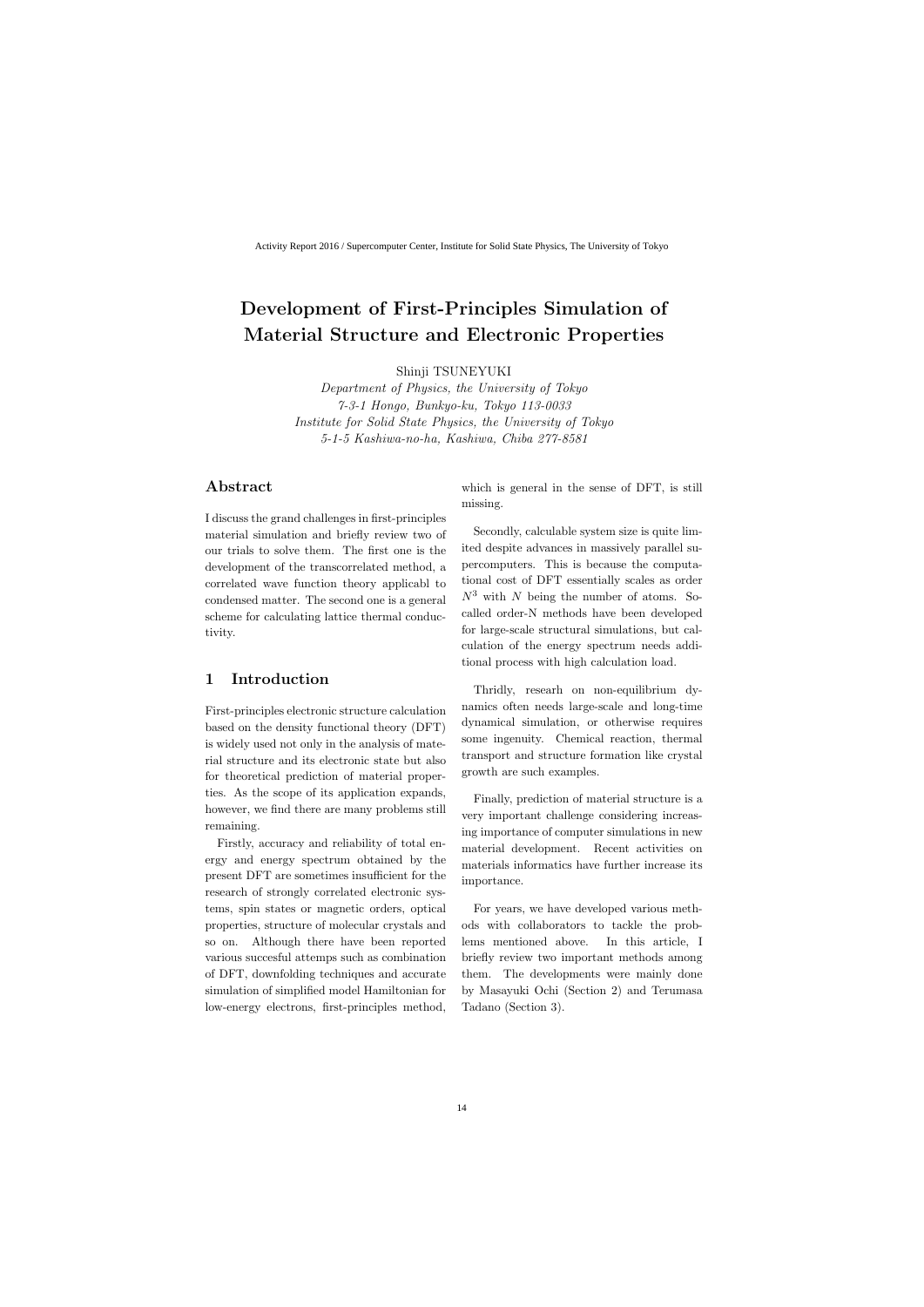# Development of First-Principles Simulation of Material Structure and Electronic Properties

Shinji TSUNEYUKI

*Department of Physics, the University of Tokyo*
*7-3-1 Hongo, Bunkyo-ku, Tokyo 113-0033*
*Institute for Solid State Physics, the University of Tokyo*
*5-1-5 Kashiwa-no-ha, Kashiwa, Chiba 277-8581*

## Abstract

I discuss the grand challenges in first-principles material simulation and briefly review two of our trials to solve them. The first one is the development of the transcorrelated method, a correlated wave function theory applicabl to condensed matter. The second one is a general scheme for calculating lattice thermal conductivity.

## 1 Introduction

First-principles electronic structure calculation based on the density functional theory (DFT) is widely used not only in the analysis of material structure and its electronic state but also for theoretical prediction of material properties. As the scope of its application expands, however, we find there are many problems still remaining.

Firstly, accuracy and reliability of total energy and energy spectrum obtained by the present DFT are sometimes insufficient for the research of strongly correlated electronic systems, spin states or magnetic orders, optical properties, structure of molecular crystals and so on. Although there have been reported various succesful attemps such as combination of DFT, downfolding techniques and accurate simulation of simplified model Hamiltonian for low-energy electrons, first-principles method, which is general in the sense of DFT, is still missing.

Secondly, calculable system size is quite limited despite advances in massively parallel supercomputers. This is because the computational cost of DFT essentially scales as order $N^3$ with $N$ being the number of atoms. So-called order-N methods have been developed for large-scale structural simulations, but calculation of the energy spectrum needs additional process with high calculation load.

Thridly, researh on non-equilibrium dynamics often needs large-scale and long-time dynamical simulation, or otherwise requires some ingenuity. Chemical reaction, thermal transport and structure formation like crystal growth are such examples.

Finally, prediction of material structure is a very important challenge considering increasing importance of computer simulations in new material development. Recent activities on materials informatics have further increase its importance.

For years, we have developed various methods with collaborators to tackle the problems mentioned above. In this article, I briefly review two important methods among them. The developments were mainly done by Masayuki Ochi (Section 2) and Terumasa Tadano (Section 3).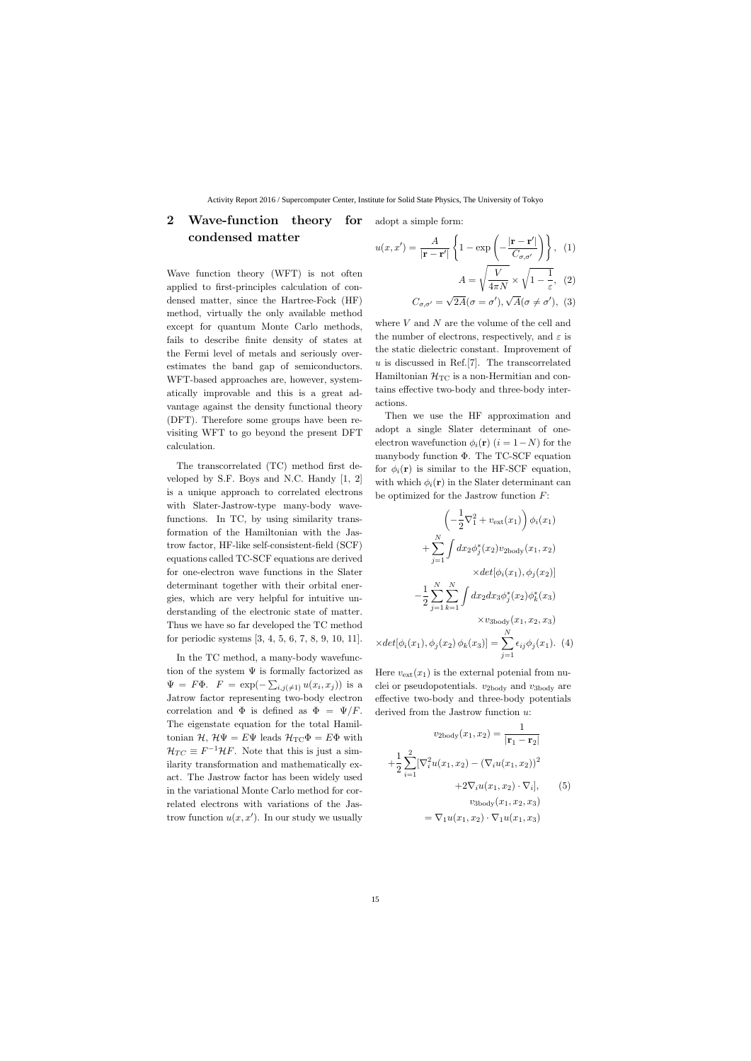## 2 Wave-function theory for condensed matter

Wave function theory (WFT) is not often applied to first-principles calculation of condensed matter, since the Hartree-Fock (HF) method, virtually the only available method except for quantum Monte Carlo methods, fails to describe finite density of states at the Fermi level of metals and seriously overestimates the band gap of semiconductors. WFT-based approaches are, however, systematically improvable and this is a great advantage against the density functional theory (DFT). Therefore some groups have been revisiting WFT to go beyond the present DFT calculation.

The transcorrelated (TC) method first developed by S.F. Boys and N.C. Handy [1, 2] is a unique approach to correlated electrons with Slater-Jastrow-type many-body wavefunctions. In TC, by using similarity transformation of the Hamiltonian with the Jastrow factor, HF-like self-consistent-field (SCF) equations called TC-SCF equations are derived for one-electron wave functions in the Slater determinant together with their orbital energies, which are very helpful for intuitive understanding of the electronic state of matter. Thus we have so far developed the TC method for periodic systems [3, 4, 5, 6, 7, 8, 9, 10, 11].

In the TC method, a many-body wavefunction of the system $\Psi$ is formally factorized as $\Psi = F\Phi$. $F = \exp(-\sum_{i,j(\neq 1)} u(x_i, x_j))$ is a Jatrow factor representing two-body electron correlation and $\Phi$ is defined as $\Phi = \Psi/F$. The eigenstate equation for the total Hamiltonian $\mathcal{H}$, $\mathcal{H}\Psi = E\Psi$ leads $\mathcal{H}_{\rm TC}\Phi = E\Phi$ with $\mathcal{H}_{TC} \equiv F^{-1}\mathcal{H}F$. Note that this is just a similarity transformation and mathematically exact. The Jastrow factor has been widely used in the variational Monte Carlo method for correlated electrons with variations of the Jastrow function $u(x, x')$. In our study we usually adopt a simple form:

$$u(x, x') = \frac{A}{|\mathbf{r} - \mathbf{r}'|}\left\{1 - \exp\left(-\frac{|\mathbf{r} - \mathbf{r}'|}{C_{\sigma,\sigma'}}\right)\right\}, \quad (1)$$

$$A = \sqrt{\frac{V}{4\pi N}} \times \sqrt{1 - \frac{1}{\varepsilon}}, \quad (2)$$

$$C_{\sigma,\sigma'} = \sqrt{2A}(\sigma = \sigma'), \sqrt{A}(\sigma \neq \sigma'), \quad (3)$$

where $V$ and $N$ are the volume of the cell and the number of electrons, respectively, and $\varepsilon$ is the static dielectric constant. Improvement of $u$ is discussed in Ref.[7]. The transcorrelated Hamiltonian $\mathcal{H}_{\rm TC}$ is a non-Hermitian and contains effective two-body and three-body interactions.

Then we use the HF approximation and adopt a single Slater determinant of one-electron wavefunction $\phi_i(\mathbf{r})$ ($i = 1-N$) for the manybody function $\Phi$. The TC-SCF equation for $\phi_i(\mathbf{r})$ is similar to the HF-SCF equation, with which $\phi_i(\mathbf{r})$ in the Slater determinant can be optimized for the Jastrow function $F$:

$$\begin{aligned}
&\left(-\frac{1}{2}\nabla_1^2 + v_{\rm ext}(x_1)\right)\phi_i(x_1) \\
&+\sum_{j=1}^{N}\int dx_2 \phi_j^*(x_2) v_{\rm 2body}(x_1, x_2) \\
&\quad \times det[\phi_i(x_1), \phi_j(x_2)] \\
&-\frac{1}{2}\sum_{j=1}^{N}\sum_{k=1}^{N}\int dx_2 dx_3 \phi_j^*(x_2)\phi_k^*(x_3) \\
&\quad \times v_{\rm 3body}(x_1, x_2, x_3) \\
&\times det[\phi_i(x_1), \phi_j(x_2)\,\phi_k(x_3)] = \sum_{j=1}^{N}\epsilon_{ij}\phi_j(x_1). \quad (4)
\end{aligned}$$

Here $v_{\rm ext}(x_1)$ is the external potenial from nuclei or pseudopotentials. $v_{\rm 2body}$ and $v_{\rm 3body}$ are effective two-body and three-body potentials derived from the Jastrow function $u$:

$$\begin{aligned}
v_{\rm 2body}(x_1, x_2) &= \frac{1}{|\mathbf{r}_1 - \mathbf{r}_2|} \\
&+\frac{1}{2}\sum_{i=1}^{2}[\nabla_i^2 u(x_1, x_2) - (\nabla_i u(x_1, x_2))^2 \\
&+2\nabla_i u(x_1, x_2)\cdot\nabla_i], \quad (5) \\
v_{\rm 3body}(x_1, x_2, x_3) & \\
&= \nabla_1 u(x_1, x_2)\cdot\nabla_1 u(x_1, x_3)
\end{aligned}$$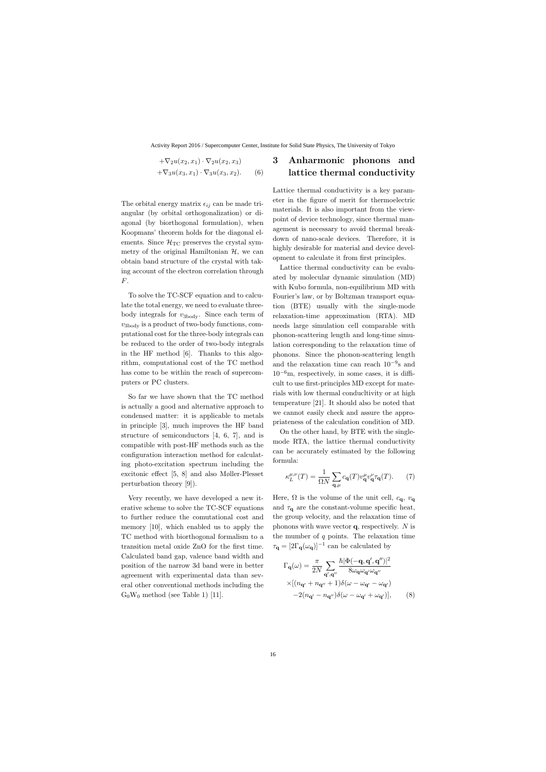$$
+\nabla_2 u(x_2, x_1) \cdot \nabla_2 u(x_2, x_3)
$$

$$
+\nabla_3 u(x_3, x_1) \cdot \nabla_3 u(x_3, x_2). \quad (6)
$$

The orbital energy matrix $\epsilon_{ij}$ can be made triangular (by orbital orthogonalization) or diagonal (by biorthogonal formulation), when Koopmans' theorem holds for the diagonal elements. Since $\mathcal{H}_{\rm TC}$ preserves the crystal symmetry of the original Hamiltonian $\mathcal{H}$, we can obtain band structure of the crystal with taking account of the electron correlation through $F$.

To solve the TC-SCF equation and to calculate the total energy, we need to evaluate three-body integrals for $v_{\rm 3body}$. Since each term of $v_{\rm 3body}$ is a product of two-body functions, computational cost for the three-body integrals can be reduced to the order of two-body integrals in the HF method [6]. Thanks to this algorithm, computational cost of the TC method has come to be within the reach of supercomputers or PC clusters.

So far we have shown that the TC method is actually a good and alternative approach to condensed matter: it is applicable to metals in principle [3], much improves the HF band structure of semiconductors [4, 6, 7], and is compatible with post-HF methods such as the configuration interaction method for calculating photo-excitation spectrum including the excitonic effect [5, 8] and also Møller-Plesset perturbation theory [9]).

Very recently, we have developed a new iterative scheme to solve the TC-SCF equations to further reduce the comutational cost and memory [10], which enabled us to apply the TC method with biorthogonal formalism to a transition metal oxide ZnO for the first time. Calculated band gap, valence band width and position of the narrow 3d band were in better agreement with experimental data than several other conventional methods including the $G_0W_0$ method (see Table 1) [11].

## 3 Anharmonic phonons and lattice thermal conductivity

Lattice thermal conductivity is a key parameter in the figure of merit for thermoelectric materials. It is also important from the viewpoint of device technology, since thermal management is necessary to avoid thermal breakdown of nano-scale devices. Therefore, it is highly desirable for material and device development to calculate it from first principles.

Lattice thermal conductivity can be evaluated by molecular dynamic simulation (MD) with Kubo formula, non-equilibrium MD with Fourier's law, or by Boltzman transport equation (BTE) usually with the single-mode relaxation-time approximation (RTA). MD needs large simulation cell comparable with phonon-scattering length and long-time simulation corresponding to the relaxation time of phonons. Since the phonon-scattering length and the relaxation time can reach $10^{-9}$s and $10^{-6}$m, respectively, in some cases, it is difficult to use first-principles MD except for materials with low thermal conducltivity or at high temperature [21]. It should also be noted that we cannot easily check and assure the appropriateness of the calculation condition of MD.

On the other hand, by BTE with the single-mode RTA, the lattice thermal conductivity can be accurately estimated by the following formula:

$$
\kappa_L^{\mu,\nu}(T) = \frac{1}{\Omega N} \sum_{\mathbf{q},\mu} c_{\mathbf{q}}(T) v_{\mathbf{q}}^{\mu} v_{\mathbf{q}}^{\nu} \tau_{\mathbf{q}}(T). \quad (7)
$$

Here, $\Omega$ is the volume of the unit cell, $c_{\mathbf{q}}$, $v_{\mathbf{q}}$ and $\tau_{\mathbf{q}}$ are the constant-volume specific heat, the group velocity, and the relaxation time of phonons with wave vector $\mathbf{q}$, respectively. $N$ is the mumber of $q$ points. The relaxation time $\tau_{\mathbf{q}} = [2\Gamma_{\mathbf{q}}(\omega_{\mathbf{q}})]^{-1}$ can be calculated by

$$
\Gamma_{\mathbf{q}}(\omega) = \frac{\pi}{2N} \sum_{\mathbf{q}',\mathbf{q}''} \frac{\hbar |\Phi(-\mathbf{q}, \mathbf{q}', \mathbf{q}'')|^2}{8\omega_{\mathbf{q}}\omega_{\mathbf{q}'}\omega_{\mathbf{q}''}}
$$

$$
\times [(n_{\mathbf{q}'} + n_{\mathbf{q}''} + 1)\delta(\omega - \omega_{\mathbf{q}'} - \omega_{\mathbf{q}'})
$$

$$
-2(n_{\mathbf{q}'} - n_{\mathbf{q}''})\delta(\omega - \omega_{\mathbf{q}'} + \omega_{\mathbf{q}'})], \quad (8)
$$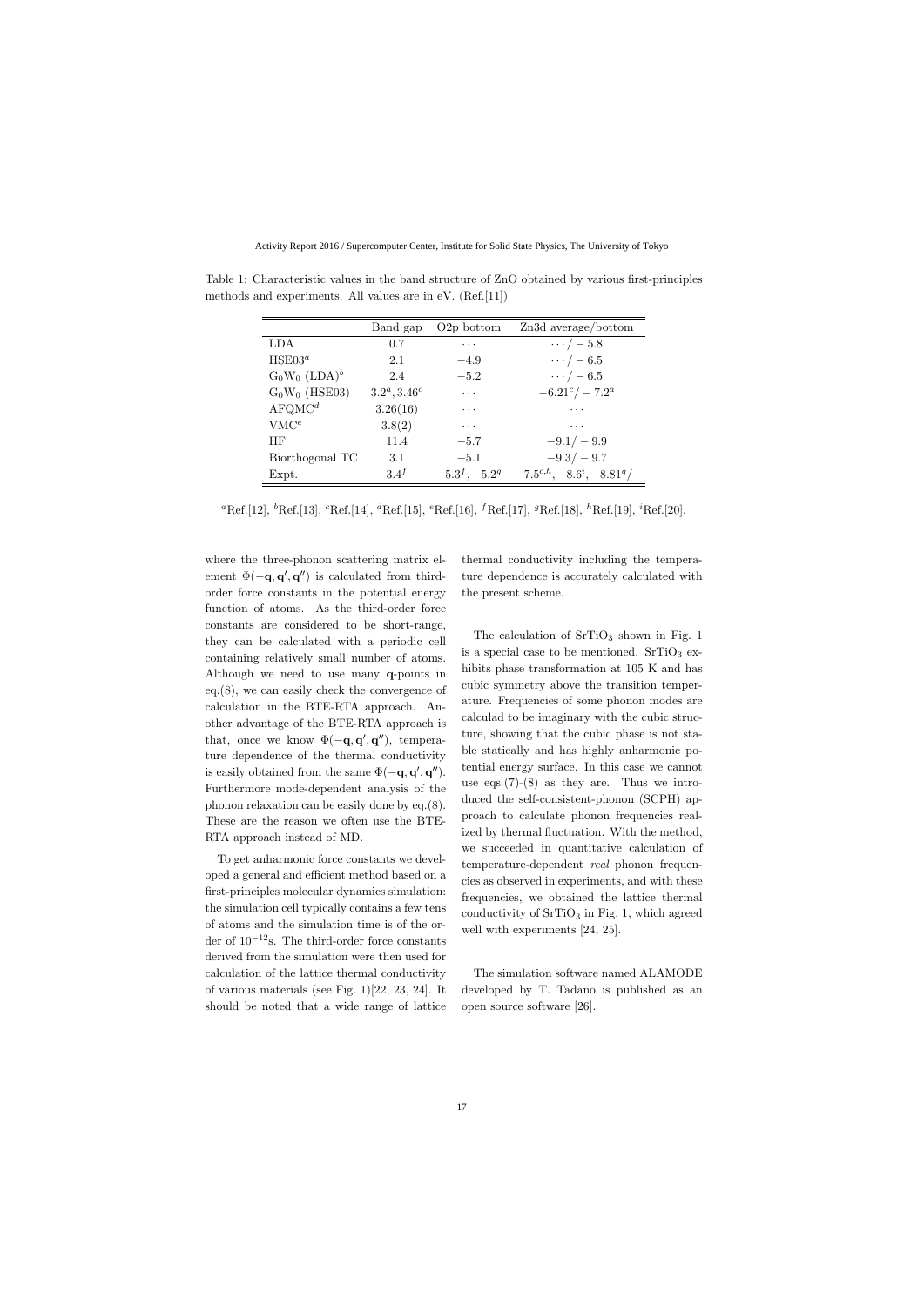Table 1: Characteristic values in the band structure of ZnO obtained by various first-principles methods and experiments. All values are in eV. (Ref.[11])

| | Band gap | O2p bottom | Zn3d average/bottom |
|---|---|---|---|
| LDA | 0.7 | ··· | $\cdots/-5.8$ |
| HSE03[a] | 2.1 | $-4.9$ | $\cdots/-6.5$ |
| $G_0W_0$ (LDA)[b] | 2.4 | $-5.2$ | $\cdots/-6.5$ |
| $G_0W_0$ (HSE03) | 3.2[a], 3.46[c] | ··· | $-6.21$[c]$/-7.2$[a] |
| AFQMC[d] | 3.26(16) | ··· | ··· |
| VMC[e] | 3.8(2) | ··· | ··· |
| HF | 11.4 | $-5.7$ | $-9.1/-9.9$ |
| Biorthogonal TC | 3.1 | $-5.1$ | $-9.3/-9.7$ |
| Expt. | 3.4[f] | $-5.3$[f], $-5.2$[g] | $-7.5$[c,h], $-8.6$[i], $-8.81$[g]/– |

[a]Ref.[12], [b]Ref.[13], [c]Ref.[14], [d]Ref.[15], [e]Ref.[16], [f]Ref.[17], [g]Ref.[18], [h]Ref.[19], [i]Ref.[20].

where the three-phonon scattering matrix element $\Phi(-\mathbf{q},\mathbf{q}',\mathbf{q}'')$ is calculated from third-order force constants in the potential energy function of atoms. As the third-order force constants are considered to be short-range, they can be calculated with a periodic cell containing relatively small number of atoms. Although we need to use many $\mathbf{q}$-points in eq.(8), we can easily check the convergence of calculation in the BTE-RTA approach. Another advantage of the BTE-RTA approach is that, once we know $\Phi(-\mathbf{q},\mathbf{q}',\mathbf{q}'')$, temperature dependence of the thermal conductivity is easily obtained from the same $\Phi(-\mathbf{q},\mathbf{q}',\mathbf{q}'')$. Furthermore mode-dependent analysis of the phonon relaxation can be easily done by eq.(8). These are the reason we often use the BTE-RTA approach instead of MD.

To get anharmonic force constants we developed a general and efficient method based on a first-principles molecular dynamics simulation: the simulation cell typically contains a few tens of atoms and the simulation time is of the order of $10^{-12}$s. The third-order force constants derived from the simulation were then used for calculation of the lattice thermal conductivity of various materials (see Fig. 1)[22, 23, 24]. It should be noted that a wide range of lattice thermal conductivity including the temperature dependence is accurately calculated with the present scheme.

The calculation of $SrTiO_3$ shown in Fig. 1 is a special case to be mentioned. $SrTiO_3$ exhibits phase transformation at 105 K and has cubic symmetry above the transition temperature. Frequencies of some phonon modes are calculad to be imaginary with the cubic structure, showing that the cubic phase is not stable statically and has highly anharmonic potential energy surface. In this case we cannot use eqs.(7)-(8) as they are. Thus we introduced the self-consistent-phonon (SCPH) approach to calculate phonon frequencies realized by thermal fluctuation. With the method, we succeeded in quantitative calculation of temperature-dependent *real* phonon frequencies as observed in experiments, and with these frequencies, we obtained the lattice thermal conductivity of $SrTiO_3$ in Fig. 1, which agreed well with experiments [24, 25].

The simulation software named ALAMODE developed by T. Tadano is published as an open source software [26].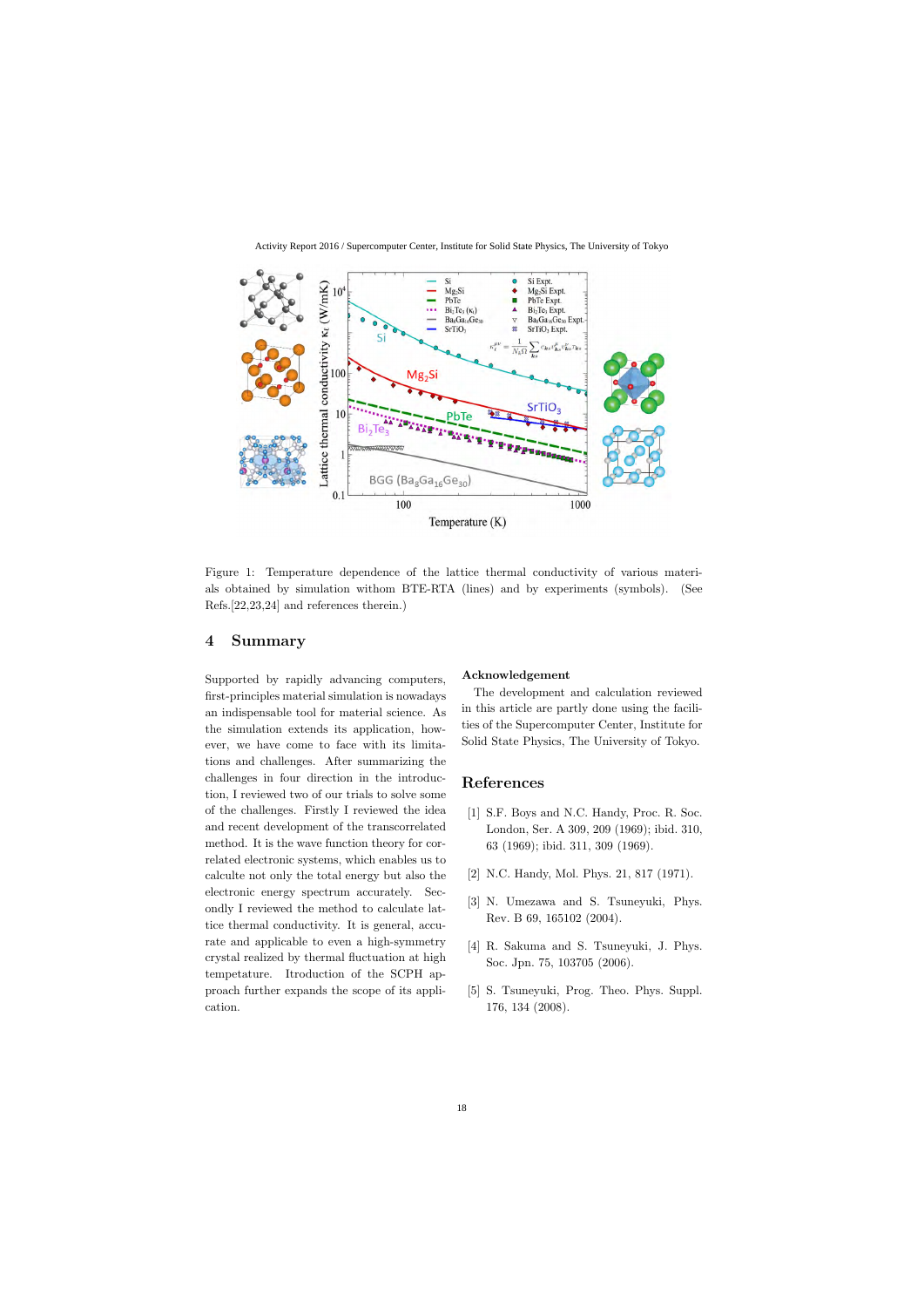Figure 1: Temperature dependence of the lattice thermal conductivity of various materials obtained by simulation withom BTE-RTA (lines) and by experiments (symbols). (See Refs.[22,23,24] and references therein.)

## 4 Summary

Supported by rapidly advancing computers, first-principles material simulation is nowadays an indispensable tool for material science. As the simulation extends its application, however, we have come to face with its limitations and challenges. After summarizing the challenges in four direction in the introduction, I reviewed two of our trials to solve some of the challenges. Firstly I reviewed the idea and recent development of the transcorrelated method. It is the wave function theory for correlated electronic systems, which enables us to calculte not only the total energy but also the electronic energy spectrum accurately. Secondly I reviewed the method to calculate lattice thermal conductivity. It is general, accurate and applicable to even a high-symmetry crystal realized by thermal fluctuation at high tempetature. Itroduction of the SCPH approach further expands the scope of its application.

### Acknowledgement

The development and calculation reviewed in this article are partly done using the facilities of the Supercomputer Center, Institute for Solid State Physics, The University of Tokyo.

## References

[1] S.F. Boys and N.C. Handy, Proc. R. Soc. London, Ser. A 309, 209 (1969); ibid. 310, 63 (1969); ibid. 311, 309 (1969).

[2] N.C. Handy, Mol. Phys. 21, 817 (1971).

[3] N. Umezawa and S. Tsuneyuki, Phys. Rev. B 69, 165102 (2004).

[4] R. Sakuma and S. Tsuneyuki, J. Phys. Soc. Jpn. 75, 103705 (2006).

[5] S. Tsuneyuki, Prog. Theo. Phys. Suppl. 176, 134 (2008).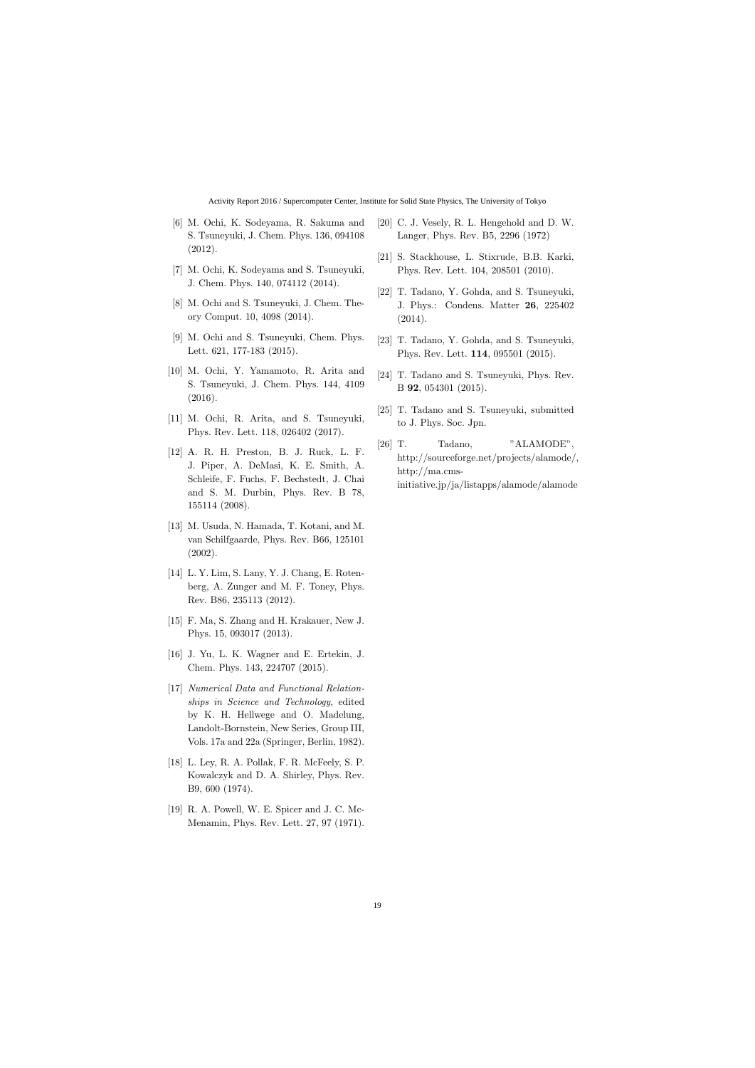[6] M. Ochi, K. Sodeyama, R. Sakuma and S. Tsuneyuki, J. Chem. Phys. 136, 094108 (2012).

[7] M. Ochi, K. Sodeyama and S. Tsuneyuki, J. Chem. Phys. 140, 074112 (2014).

[8] M. Ochi and S. Tsuneyuki, J. Chem. Theory Comput. 10, 4098 (2014).

[9] M. Ochi and S. Tsuneyuki, Chem. Phys. Lett. 621, 177-183 (2015).

[10] M. Ochi, Y. Yamamoto, R. Arita and S. Tsuneyuki, J. Chem. Phys. 144, 4109 (2016).

[11] M. Ochi, R. Arita, and S. Tsuneyuki, Phys. Rev. Lett. 118, 026402 (2017).

[12] A. R. H. Preston, B. J. Ruck, L. F. J. Piper, A. DeMasi, K. E. Smith, A. Schleife, F. Fuchs, F. Bechstedt, J. Chai and S. M. Durbin, Phys. Rev. B 78, 155114 (2008).

[13] M. Usuda, N. Hamada, T. Kotani, and M. van Schilfgaarde, Phys. Rev. B66, 125101 (2002).

[14] L. Y. Lim, S. Lany, Y. J. Chang, E. Rotenberg, A. Zunger and M. F. Toney, Phys. Rev. B86, 235113 (2012).

[15] F. Ma, S. Zhang and H. Krakauer, New J. Phys. 15, 093017 (2013).

[16] J. Yu, L. K. Wagner and E. Ertekin, J. Chem. Phys. 143, 224707 (2015).

[17] *Numerical Data and Functional Relationships in Science and Technology*, edited by K. H. Hellwege and O. Madelung, Landolt-Bornstein, New Series, Group III, Vols. 17a and 22a (Springer, Berlin, 1982).

[18] L. Ley, R. A. Pollak, F. R. McFeely, S. P. Kowalczyk and D. A. Shirley, Phys. Rev. B9, 600 (1974).

[19] R. A. Powell, W. E. Spicer and J. C. McMenamin, Phys. Rev. Lett. 27, 97 (1971).

[20] C. J. Vesely, R. L. Hengehold and D. W. Langer, Phys. Rev. B5, 2296 (1972)

[21] S. Stackhouse, L. Stixrude, B.B. Karki, Phys. Rev. Lett. 104, 208501 (2010).

[22] T. Tadano, Y. Gohda, and S. Tsuneyuki, J. Phys.: Condens. Matter **26**, 225402 (2014).

[23] T. Tadano, Y. Gohda, and S. Tsuneyuki, Phys. Rev. Lett. **114**, 095501 (2015).

[24] T. Tadano and S. Tsuneyuki, Phys. Rev. B **92**, 054301 (2015).

[25] T. Tadano and S. Tsuneyuki, submitted to J. Phys. Soc. Jpn.

[26] T. Tadano, "ALAMODE", http://sourceforge.net/projects/alamode/, http://ma.cms-initiative.jp/ja/listapps/alamode/alamode